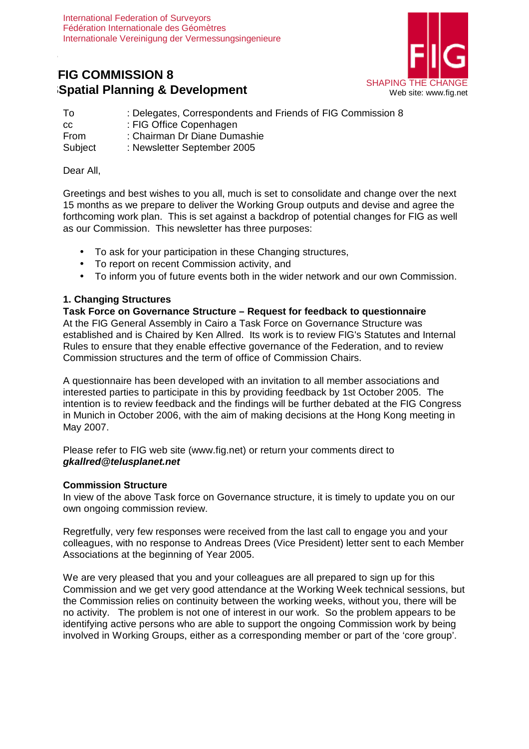International Federation of Surveyors
Fédération Internationale des Géomètres
Internationale Vereinigung der Vermessungsingenieure

# FIG COMMISSION 8
# Spatial Planning & Development

SHAPING THE CHANGE
Web site: www.fig.net

| | |
|---|---|
| To | : Delegates, Correspondents and Friends of FIG Commission 8 |
| cc | : FIG Office Copenhagen |
| From | : Chairman Dr Diane Dumashie |
| Subject | : Newsletter September 2005 |

Dear All,

Greetings and best wishes to you all, much is set to consolidate and change over the next 15 months as we prepare to deliver the Working Group outputs and devise and agree the forthcoming work plan. This is set against a backdrop of potential changes for FIG as well as our Commission. This newsletter has three purposes:

- To ask for your participation in these Changing structures,
- To report on recent Commission activity, and
- To inform you of future events both in the wider network and our own Commission.

## 1. Changing Structures

### Task Force on Governance Structure – Request for feedback to questionnaire

At the FIG General Assembly in Cairo a Task Force on Governance Structure was established and is Chaired by Ken Allred. Its work is to review FIG's Statutes and Internal Rules to ensure that they enable effective governance of the Federation, and to review Commission structures and the term of office of Commission Chairs.

A questionnaire has been developed with an invitation to all member associations and interested parties to participate in this by providing feedback by 1st October 2005. The intention is to review feedback and the findings will be further debated at the FIG Congress in Munich in October 2006, with the aim of making decisions at the Hong Kong meeting in May 2007.

Please refer to FIG web site (www.fig.net) or return your comments direct to ***gkallred@telusplanet.net***

### Commission Structure

In view of the above Task force on Governance structure, it is timely to update you on our own ongoing commission review.

Regretfully, very few responses were received from the last call to engage you and your colleagues, with no response to Andreas Drees (Vice President) letter sent to each Member Associations at the beginning of Year 2005.

We are very pleased that you and your colleagues are all prepared to sign up for this Commission and we get very good attendance at the Working Week technical sessions, but the Commission relies on continuity between the working weeks, without you, there will be no activity. The problem is not one of interest in our work. So the problem appears to be identifying active persons who are able to support the ongoing Commission work by being involved in Working Groups, either as a corresponding member or part of the 'core group'.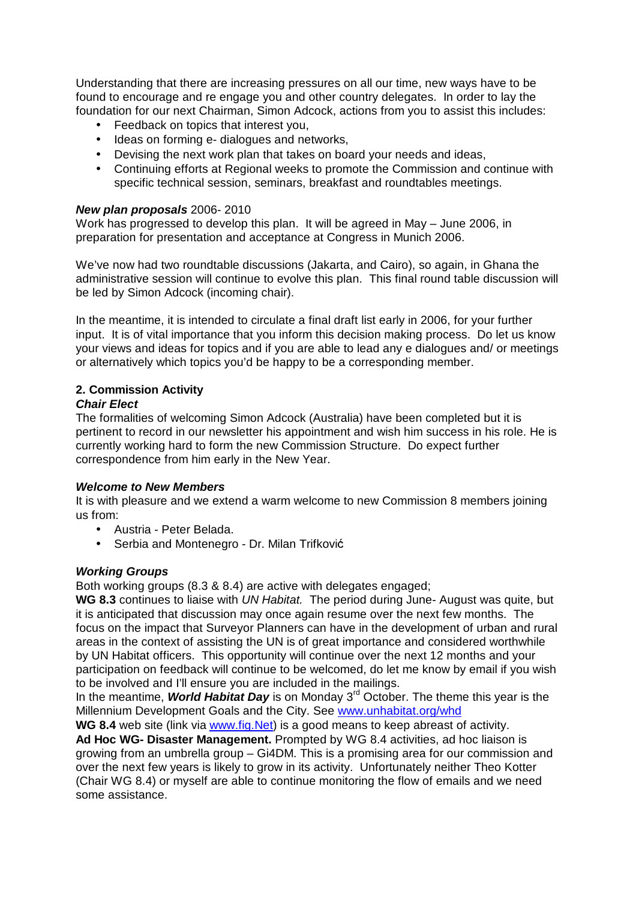Understanding that there are increasing pressures on all our time, new ways have to be found to encourage and re engage you and other country delegates. In order to lay the foundation for our next Chairman, Simon Adcock, actions from you to assist this includes:

- Feedback on topics that interest you,
- Ideas on forming e- dialogues and networks,
- Devising the next work plan that takes on board your needs and ideas,
- Continuing efforts at Regional weeks to promote the Commission and continue with specific technical session, seminars, breakfast and roundtables meetings.

***New plan proposals*** 2006- 2010
Work has progressed to develop this plan. It will be agreed in May – June 2006, in preparation for presentation and acceptance at Congress in Munich 2006.

We've now had two roundtable discussions (Jakarta, and Cairo), so again, in Ghana the administrative session will continue to evolve this plan. This final round table discussion will be led by Simon Adcock (incoming chair).

In the meantime, it is intended to circulate a final draft list early in 2006, for your further input. It is of vital importance that you inform this decision making process. Do let us know your views and ideas for topics and if you are able to lead any e dialogues and/ or meetings or alternatively which topics you'd be happy to be a corresponding member.

## 2. Commission Activity

***Chair Elect***
The formalities of welcoming Simon Adcock (Australia) have been completed but it is pertinent to record in our newsletter his appointment and wish him success in his role. He is currently working hard to form the new Commission Structure. Do expect further correspondence from him early in the New Year.

***Welcome to New Members***
It is with pleasure and we extend a warm welcome to new Commission 8 members joining us from:

- Austria - Peter Belada.
- Serbia and Montenegro - Dr. Milan Trifković

***Working Groups***
Both working groups (8.3 & 8.4) are active with delegates engaged;
**WG 8.3** continues to liaise with *UN Habitat.* The period during June- August was quite, but it is anticipated that discussion may once again resume over the next few months. The focus on the impact that Surveyor Planners can have in the development of urban and rural areas in the context of assisting the UN is of great importance and considered worthwhile by UN Habitat officers. This opportunity will continue over the next 12 months and your participation on feedback will continue to be welcomed, do let me know by email if you wish to be involved and I'll ensure you are included in the mailings.
In the meantime, ***World Habitat Day*** is on Monday 3rd October. The theme this year is the Millennium Development Goals and the City. See www.unhabitat.org/whd
**WG 8.4** web site (link via www.fig.Net) is a good means to keep abreast of activity.
**Ad Hoc WG- Disaster Management.** Prompted by WG 8.4 activities, ad hoc liaison is growing from an umbrella group – Gi4DM. This is a promising area for our commission and over the next few years is likely to grow in its activity. Unfortunately neither Theo Kotter (Chair WG 8.4) or myself are able to continue monitoring the flow of emails and we need some assistance.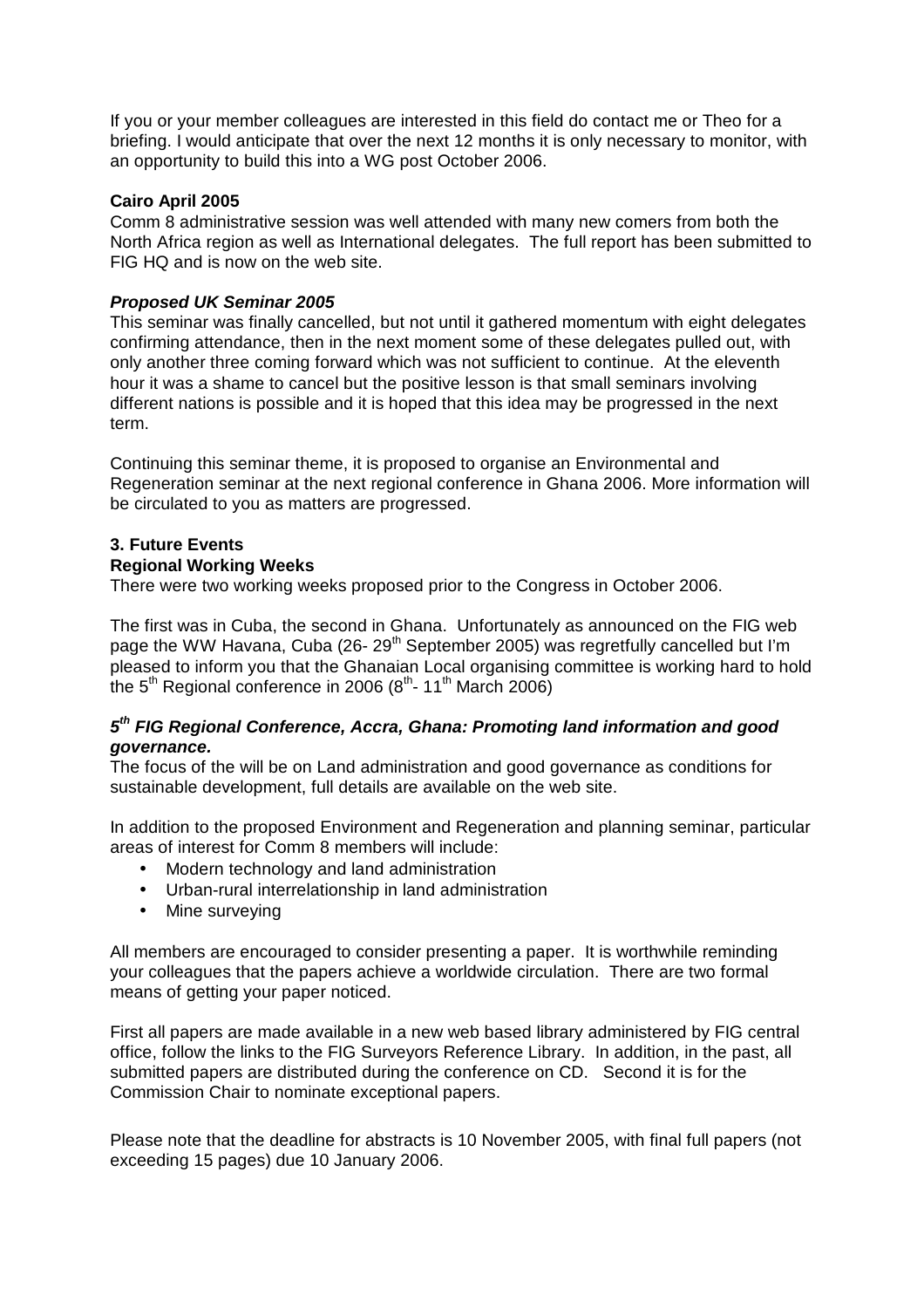If you or your member colleagues are interested in this field do contact me or Theo for a briefing. I would anticipate that over the next 12 months it is only necessary to monitor, with an opportunity to build this into a WG post October 2006.

**Cairo April 2005**

Comm 8 administrative session was well attended with many new comers from both the North Africa region as well as International delegates. The full report has been submitted to FIG HQ and is now on the web site.

***Proposed UK Seminar 2005***

This seminar was finally cancelled, but not until it gathered momentum with eight delegates confirming attendance, then in the next moment some of these delegates pulled out, with only another three coming forward which was not sufficient to continue. At the eleventh hour it was a shame to cancel but the positive lesson is that small seminars involving different nations is possible and it is hoped that this idea may be progressed in the next term.

Continuing this seminar theme, it is proposed to organise an Environmental and Regeneration seminar at the next regional conference in Ghana 2006. More information will be circulated to you as matters are progressed.

## 3. Future Events

**Regional Working Weeks**

There were two working weeks proposed prior to the Congress in October 2006.

The first was in Cuba, the second in Ghana. Unfortunately as announced on the FIG web page the WW Havana, Cuba (26- 29th September 2005) was regretfully cancelled but I'm pleased to inform you that the Ghanaian Local organising committee is working hard to hold the 5th Regional conference in 2006 (8th- 11th March 2006)

***5th FIG Regional Conference, Accra, Ghana: Promoting land information and good governance.***

The focus of the will be on Land administration and good governance as conditions for sustainable development, full details are available on the web site.

In addition to the proposed Environment and Regeneration and planning seminar, particular areas of interest for Comm 8 members will include:

- Modern technology and land administration
- Urban-rural interrelationship in land administration
- Mine surveying

All members are encouraged to consider presenting a paper. It is worthwhile reminding your colleagues that the papers achieve a worldwide circulation. There are two formal means of getting your paper noticed.

First all papers are made available in a new web based library administered by FIG central office, follow the links to the FIG Surveyors Reference Library. In addition, in the past, all submitted papers are distributed during the conference on CD. Second it is for the Commission Chair to nominate exceptional papers.

Please note that the deadline for abstracts is 10 November 2005, with final full papers (not exceeding 15 pages) due 10 January 2006.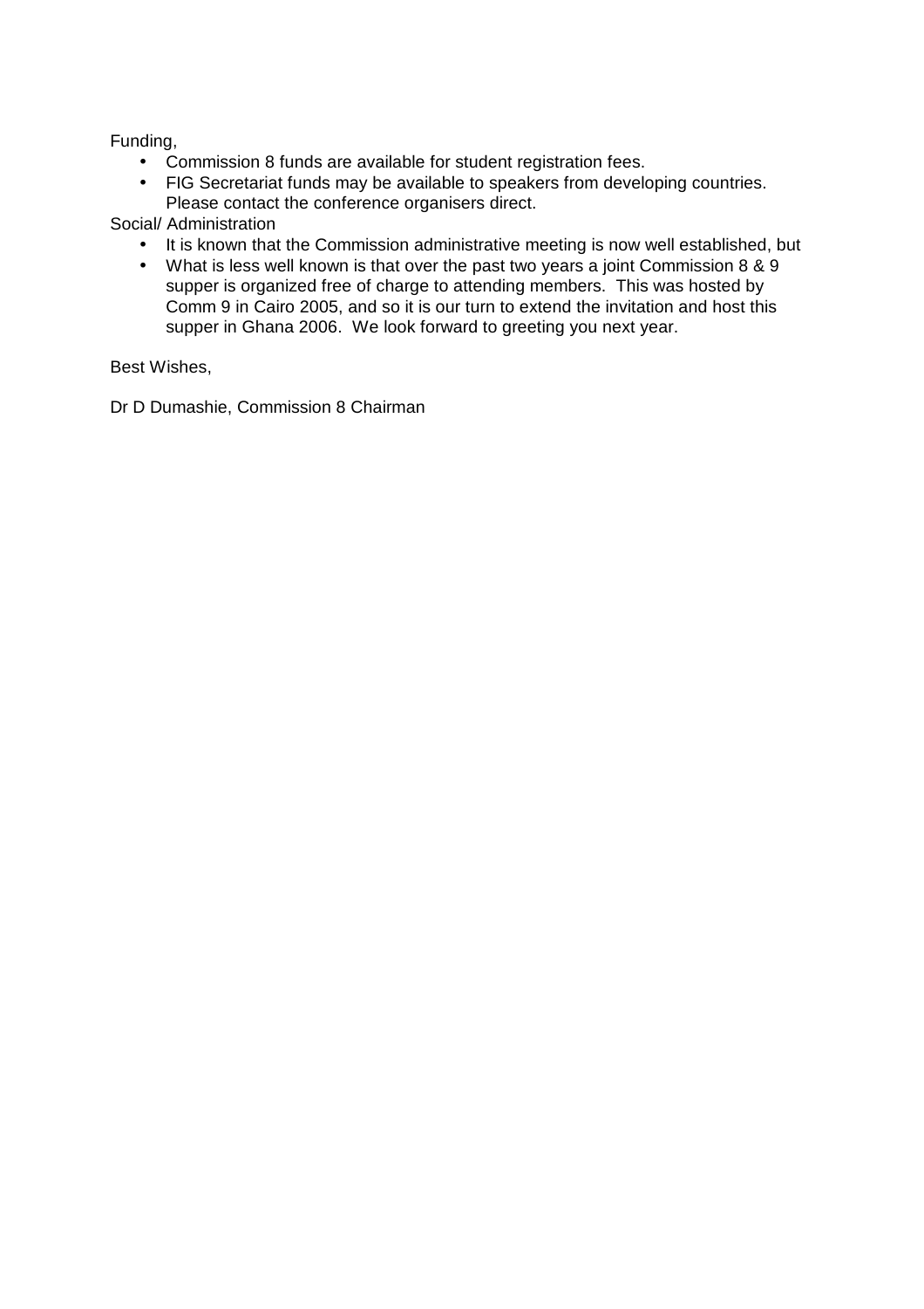Funding,

- Commission 8 funds are available for student registration fees.
- FIG Secretariat funds may be available to speakers from developing countries. Please contact the conference organisers direct.

Social/ Administration

- It is known that the Commission administrative meeting is now well established, but
- What is less well known is that over the past two years a joint Commission 8 & 9 supper is organized free of charge to attending members. This was hosted by Comm 9 in Cairo 2005, and so it is our turn to extend the invitation and host this supper in Ghana 2006. We look forward to greeting you next year.

Best Wishes,

Dr D Dumashie, Commission 8 Chairman